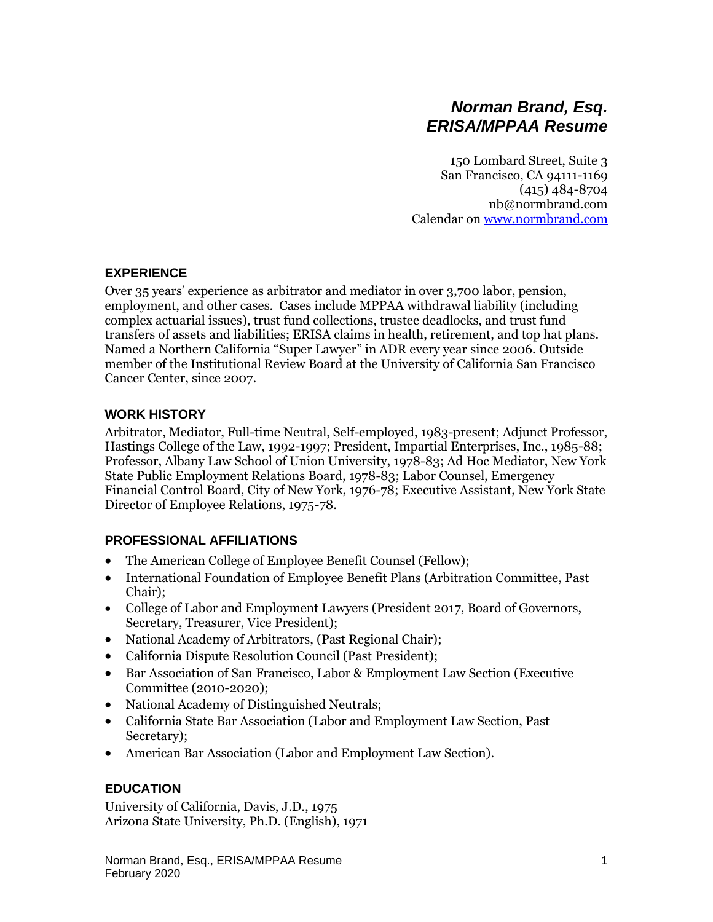# *Norman Brand, Esq.*
# *ERISA/MPPAA Resume*

150 Lombard Street, Suite 3
San Francisco, CA 94111-1169
(415) 484-8704
nb@normbrand.com
Calendar on www.normbrand.com

## EXPERIENCE

Over 35 years' experience as arbitrator and mediator in over 3,700 labor, pension, employment, and other cases. Cases include MPPAA withdrawal liability (including complex actuarial issues), trust fund collections, trustee deadlocks, and trust fund transfers of assets and liabilities; ERISA claims in health, retirement, and top hat plans. Named a Northern California "Super Lawyer" in ADR every year since 2006. Outside member of the Institutional Review Board at the University of California San Francisco Cancer Center, since 2007.

## WORK HISTORY

Arbitrator, Mediator, Full-time Neutral, Self-employed, 1983-present; Adjunct Professor, Hastings College of the Law, 1992-1997; President, Impartial Enterprises, Inc., 1985-88; Professor, Albany Law School of Union University, 1978-83; Ad Hoc Mediator, New York State Public Employment Relations Board, 1978-83; Labor Counsel, Emergency Financial Control Board, City of New York, 1976-78; Executive Assistant, New York State Director of Employee Relations, 1975-78.

## PROFESSIONAL AFFILIATIONS

- The American College of Employee Benefit Counsel (Fellow);
- International Foundation of Employee Benefit Plans (Arbitration Committee, Past Chair);
- College of Labor and Employment Lawyers (President 2017, Board of Governors, Secretary, Treasurer, Vice President);
- National Academy of Arbitrators, (Past Regional Chair);
- California Dispute Resolution Council (Past President);
- Bar Association of San Francisco, Labor & Employment Law Section (Executive Committee (2010-2020);
- National Academy of Distinguished Neutrals;
- California State Bar Association (Labor and Employment Law Section, Past Secretary);
- American Bar Association (Labor and Employment Law Section).

## EDUCATION

University of California, Davis, J.D., 1975
Arizona State University, Ph.D. (English), 1971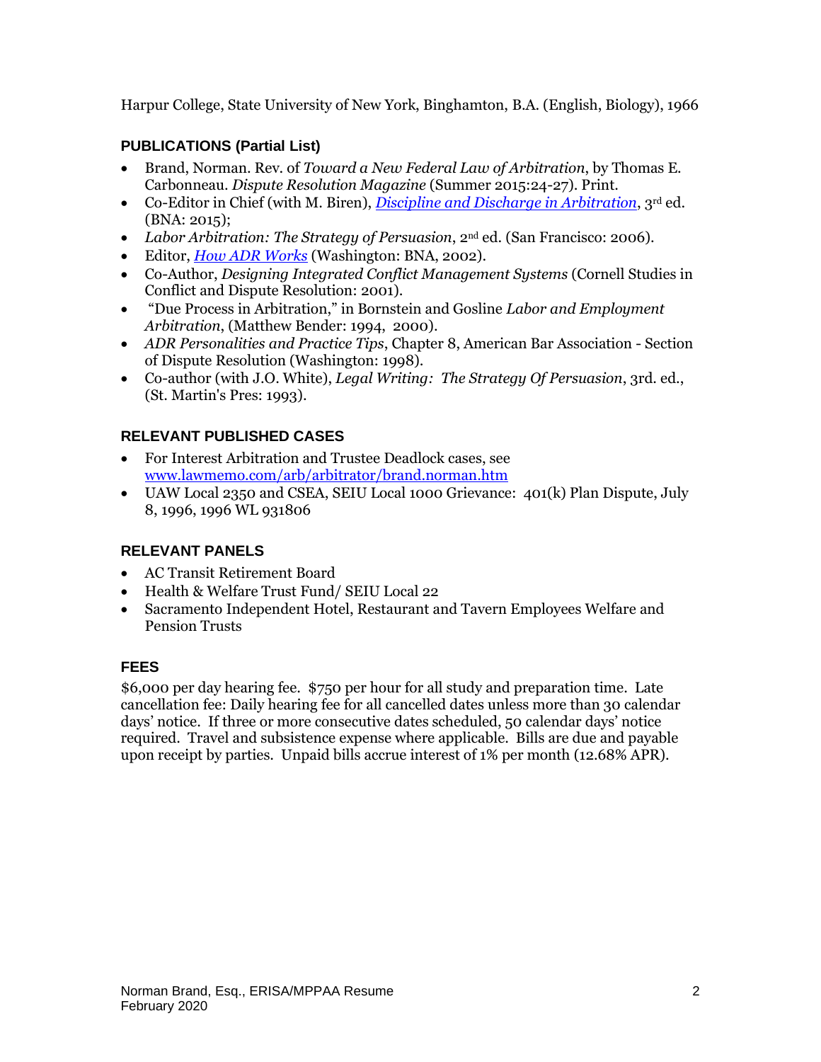Harpur College, State University of New York, Binghamton, B.A. (English, Biology), 1966

### PUBLICATIONS (Partial List)

- Brand, Norman. Rev. of *Toward a New Federal Law of Arbitration*, by Thomas E. Carbonneau. *Dispute Resolution Magazine* (Summer 2015:24-27). Print.
- Co-Editor in Chief (with M. Biren), *Discipline and Discharge in Arbitration*, 3rd ed. (BNA: 2015);
- *Labor Arbitration: The Strategy of Persuasion*, 2nd ed. (San Francisco: 2006).
- Editor, *How ADR Works* (Washington: BNA, 2002).
- Co-Author, *Designing Integrated Conflict Management Systems* (Cornell Studies in Conflict and Dispute Resolution: 2001).
- "Due Process in Arbitration," in Bornstein and Gosline *Labor and Employment Arbitration*, (Matthew Bender: 1994, 2000).
- *ADR Personalities and Practice Tips*, Chapter 8, American Bar Association - Section of Dispute Resolution (Washington: 1998).
- Co-author (with J.O. White), *Legal Writing: The Strategy Of Persuasion*, 3rd. ed., (St. Martin's Pres: 1993).

### RELEVANT PUBLISHED CASES

- For Interest Arbitration and Trustee Deadlock cases, see www.lawmemo.com/arb/arbitrator/brand.norman.htm
- UAW Local 2350 and CSEA, SEIU Local 1000 Grievance: 401(k) Plan Dispute, July 8, 1996, 1996 WL 931806

### RELEVANT PANELS

- AC Transit Retirement Board
- Health & Welfare Trust Fund/ SEIU Local 22
- Sacramento Independent Hotel, Restaurant and Tavern Employees Welfare and Pension Trusts

### FEES

$6,000 per day hearing fee. $750 per hour for all study and preparation time. Late cancellation fee: Daily hearing fee for all cancelled dates unless more than 30 calendar days' notice. If three or more consecutive dates scheduled, 50 calendar days' notice required. Travel and subsistence expense where applicable. Bills are due and payable upon receipt by parties. Unpaid bills accrue interest of 1% per month (12.68% APR).